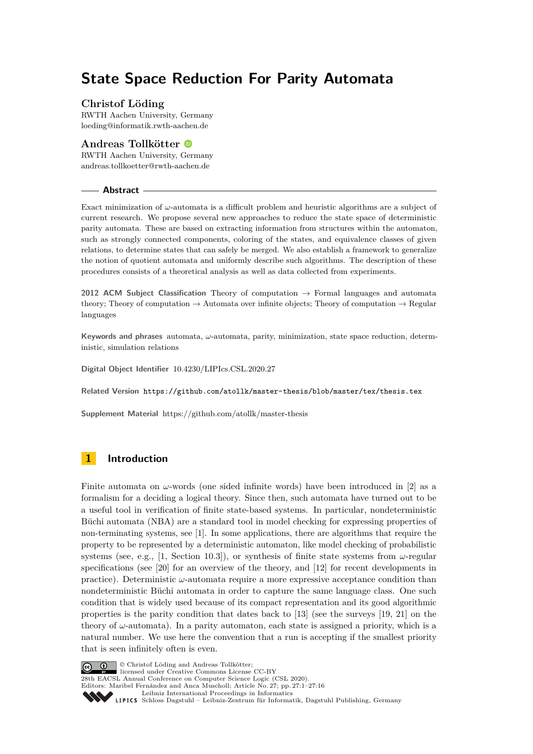# State Space Reduction For Parity Automata

**Christof Löding**
RWTH Aachen University, Germany
loeding@informatik.rwth-aachen.de

**Andreas Tollkötter**
RWTH Aachen University, Germany
andreas.tollkoetter@rwth-aachen.de

## Abstract

Exact minimization of $\omega$-automata is a difficult problem and heuristic algorithms are a subject of current research. We propose several new approaches to reduce the state space of deterministic parity automata. These are based on extracting information from structures within the automaton, such as strongly connected components, coloring of the states, and equivalence classes of given relations, to determine states that can safely be merged. We also establish a framework to generalize the notion of quotient automata and uniformly describe such algorithms. The description of these procedures consists of a theoretical analysis as well as data collected from experiments.

**2012 ACM Subject Classification** Theory of computation → Formal languages and automata theory; Theory of computation → Automata over infinite objects; Theory of computation → Regular languages

**Keywords and phrases** automata, $\omega$-automata, parity, minimization, state space reduction, deterministic, simulation relations

**Digital Object Identifier** 10.4230/LIPIcs.CSL.2020.27

**Related Version** https://github.com/atollk/master-thesis/blob/master/tex/thesis.tex

**Supplement Material** https://github.com/atollk/master-thesis

## 1 Introduction

Finite automata on $\omega$-words (one sided infinite words) have been introduced in [2] as a formalism for a deciding a logical theory. Since then, such automata have turned out to be a useful tool in verification of finite state-based systems. In particular, nondeterministic Büchi automata (NBA) are a standard tool in model checking for expressing properties of non-terminating systems, see [1]. In some applications, there are algorithms that require the property to be represented by a deterministic automaton, like model checking of probabilistic systems (see, e.g., [1, Section 10.3]), or synthesis of finite state systems from $\omega$-regular specifications (see [20] for an overview of the theory, and [12] for recent developments in practice). Deterministic $\omega$-automata require a more expressive acceptance condition than nondeterministic Büchi automata in order to capture the same language class. One such condition that is widely used because of its compact representation and its good algorithmic properties is the parity condition that dates back to [13] (see the surveys [19, 21] on the theory of $\omega$-automata). In a parity automaton, each state is assigned a priority, which is a natural number. We use here the convention that a run is accepting if the smallest priority that is seen infinitely often is even.

© Christof Löding and Andreas Tollkötter;
licensed under Creative Commons License CC-BY
28th EACSL Annual Conference on Computer Science Logic (CSL 2020).
Editors: Maribel Fernández and Anca Muscholl; Article No. 27; pp. 27:1–27:16
Leibniz International Proceedings in Informatics
Schloss Dagstuhl – Leibniz-Zentrum für Informatik, Dagstuhl Publishing, Germany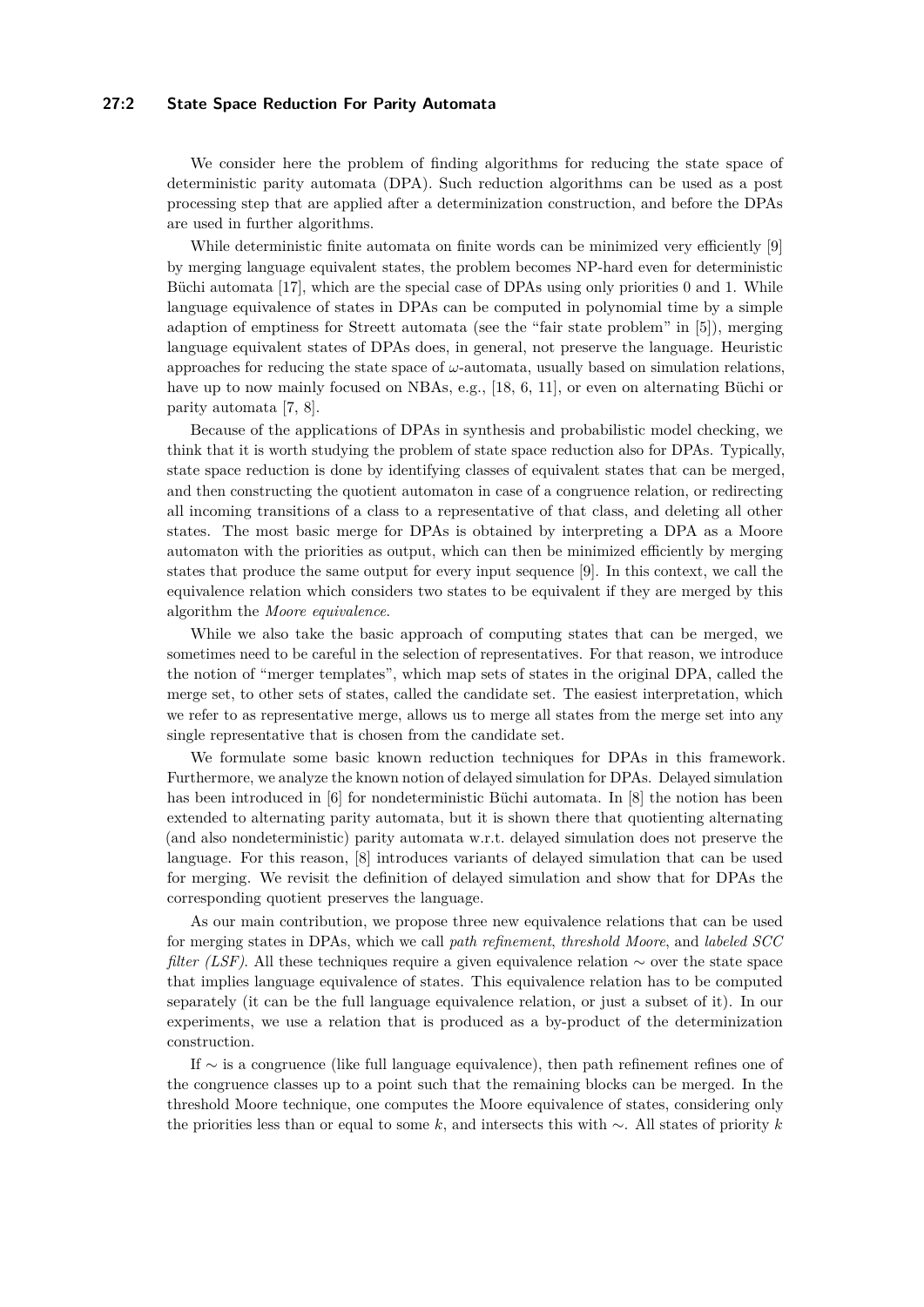We consider here the problem of finding algorithms for reducing the state space of deterministic parity automata (DPA). Such reduction algorithms can be used as a post processing step that are applied after a determinization construction, and before the DPAs are used in further algorithms.

While deterministic finite automata on finite words can be minimized very efficiently [9] by merging language equivalent states, the problem becomes NP-hard even for deterministic Büchi automata [17], which are the special case of DPAs using only priorities 0 and 1. While language equivalence of states in DPAs can be computed in polynomial time by a simple adaption of emptiness for Streett automata (see the "fair state problem" in [5]), merging language equivalent states of DPAs does, in general, not preserve the language. Heuristic approaches for reducing the state space of $\omega$-automata, usually based on simulation relations, have up to now mainly focused on NBAs, e.g., [18, 6, 11], or even on alternating Büchi or parity automata [7, 8].

Because of the applications of DPAs in synthesis and probabilistic model checking, we think that it is worth studying the problem of state space reduction also for DPAs. Typically, state space reduction is done by identifying classes of equivalent states that can be merged, and then constructing the quotient automaton in case of a congruence relation, or redirecting all incoming transitions of a class to a representative of that class, and deleting all other states. The most basic merge for DPAs is obtained by interpreting a DPA as a Moore automaton with the priorities as output, which can then be minimized efficiently by merging states that produce the same output for every input sequence [9]. In this context, we call the equivalence relation which considers two states to be equivalent if they are merged by this algorithm the *Moore equivalence*.

While we also take the basic approach of computing states that can be merged, we sometimes need to be careful in the selection of representatives. For that reason, we introduce the notion of "merger templates", which map sets of states in the original DPA, called the merge set, to other sets of states, called the candidate set. The easiest interpretation, which we refer to as representative merge, allows us to merge all states from the merge set into any single representative that is chosen from the candidate set.

We formulate some basic known reduction techniques for DPAs in this framework. Furthermore, we analyze the known notion of delayed simulation for DPAs. Delayed simulation has been introduced in [6] for nondeterministic Büchi automata. In [8] the notion has been extended to alternating parity automata, but it is shown there that quotienting alternating (and also nondeterministic) parity automata w.r.t. delayed simulation does not preserve the language. For this reason, [8] introduces variants of delayed simulation that can be used for merging. We revisit the definition of delayed simulation and show that for DPAs the corresponding quotient preserves the language.

As our main contribution, we propose three new equivalence relations that can be used for merging states in DPAs, which we call *path refinement*, *threshold Moore*, and *labeled SCC filter (LSF)*. All these techniques require a given equivalence relation $\sim$ over the state space that implies language equivalence of states. This equivalence relation has to be computed separately (it can be the full language equivalence relation, or just a subset of it). In our experiments, we use a relation that is produced as a by-product of the determinization construction.

If $\sim$ is a congruence (like full language equivalence), then path refinement refines one of the congruence classes up to a point such that the remaining blocks can be merged. In the threshold Moore technique, one computes the Moore equivalence of states, considering only the priorities less than or equal to some $k$, and intersects this with $\sim$. All states of priority $k$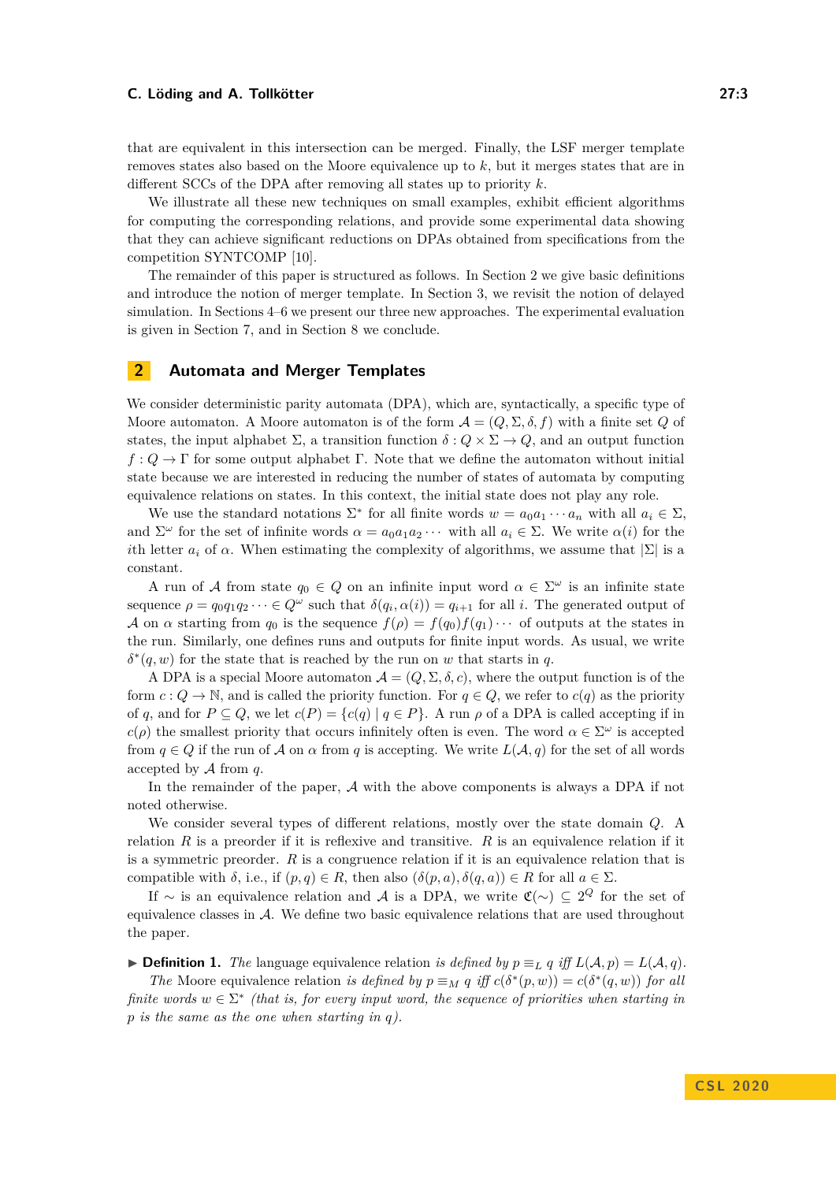that are equivalent in this intersection can be merged. Finally, the LSF merger template removes states also based on the Moore equivalence up to $k$, but it merges states that are in different SCCs of the DPA after removing all states up to priority $k$.

We illustrate all these new techniques on small examples, exhibit efficient algorithms for computing the corresponding relations, and provide some experimental data showing that they can achieve significant reductions on DPAs obtained from specifications from the competition SYNTCOMP [10].

The remainder of this paper is structured as follows. In Section 2 we give basic definitions and introduce the notion of merger template. In Section 3, we revisit the notion of delayed simulation. In Sections 4–6 we present our three new approaches. The experimental evaluation is given in Section 7, and in Section 8 we conclude.

## 2 Automata and Merger Templates

We consider deterministic parity automata (DPA), which are, syntactically, a specific type of Moore automaton. A Moore automaton is of the form $\mathcal{A} = (Q, \Sigma, \delta, f)$ with a finite set $Q$ of states, the input alphabet $\Sigma$, a transition function $\delta : Q \times \Sigma \to Q$, and an output function $f : Q \to \Gamma$ for some output alphabet $\Gamma$. Note that we define the automaton without initial state because we are interested in reducing the number of states of automata by computing equivalence relations on states. In this context, the initial state does not play any role.

We use the standard notations $\Sigma^*$ for all finite words $w = a_0 a_1 \cdots a_n$ with all $a_i \in \Sigma$, and $\Sigma^\omega$ for the set of infinite words $\alpha = a_0 a_1 a_2 \cdots$ with all $a_i \in \Sigma$. We write $\alpha(i)$ for the $i$th letter $a_i$ of $\alpha$. When estimating the complexity of algorithms, we assume that $|\Sigma|$ is a constant.

A run of $\mathcal{A}$ from state $q_0 \in Q$ on an infinite input word $\alpha \in \Sigma^\omega$ is an infinite state sequence $\rho = q_0 q_1 q_2 \cdots \in Q^\omega$ such that $\delta(q_i, \alpha(i)) = q_{i+1}$ for all $i$. The generated output of $\mathcal{A}$ on $\alpha$ starting from $q_0$ is the sequence $f(\rho) = f(q_0) f(q_1) \cdots$ of outputs at the states in the run. Similarly, one defines runs and outputs for finite input words. As usual, we write $\delta^*(q, w)$ for the state that is reached by the run on $w$ that starts in $q$.

A DPA is a special Moore automaton $\mathcal{A} = (Q, \Sigma, \delta, c)$, where the output function is of the form $c : Q \to \mathbb{N}$, and is called the priority function. For $q \in Q$, we refer to $c(q)$ as the priority of $q$, and for $P \subseteq Q$, we let $c(P) = \{c(q) \mid q \in P\}$. A run $\rho$ of a DPA is called accepting if in $c(\rho)$ the smallest priority that occurs infinitely often is even. The word $\alpha \in \Sigma^\omega$ is accepted from $q \in Q$ if the run of $\mathcal{A}$ on $\alpha$ from $q$ is accepting. We write $L(\mathcal{A}, q)$ for the set of all words accepted by $\mathcal{A}$ from $q$.

In the remainder of the paper, $\mathcal{A}$ with the above components is always a DPA if not noted otherwise.

We consider several types of different relations, mostly over the state domain $Q$. A relation $R$ is a preorder if it is reflexive and transitive. $R$ is an equivalence relation if it is a symmetric preorder. $R$ is a congruence relation if it is an equivalence relation that is compatible with $\delta$, i.e., if $(p, q) \in R$, then also $(\delta(p, a), \delta(q, a)) \in R$ for all $a \in \Sigma$.

If $\sim$ is an equivalence relation and $\mathcal{A}$ is a DPA, we write $\mathfrak{C}(\sim) \subseteq 2^Q$ for the set of equivalence classes in $\mathcal{A}$. We define two basic equivalence relations that are used throughout the paper.

▶ **Definition 1.** *The* language equivalence relation *is defined by $p \equiv_L q$ iff $L(\mathcal{A}, p) = L(\mathcal{A}, q)$.*

*The* Moore equivalence relation *is defined by $p \equiv_M q$ iff $c(\delta^*(p, w)) = c(\delta^*(q, w))$ for all finite words $w \in \Sigma^*$ (that is, for every input word, the sequence of priorities when starting in $p$ is the same as the one when starting in $q$).*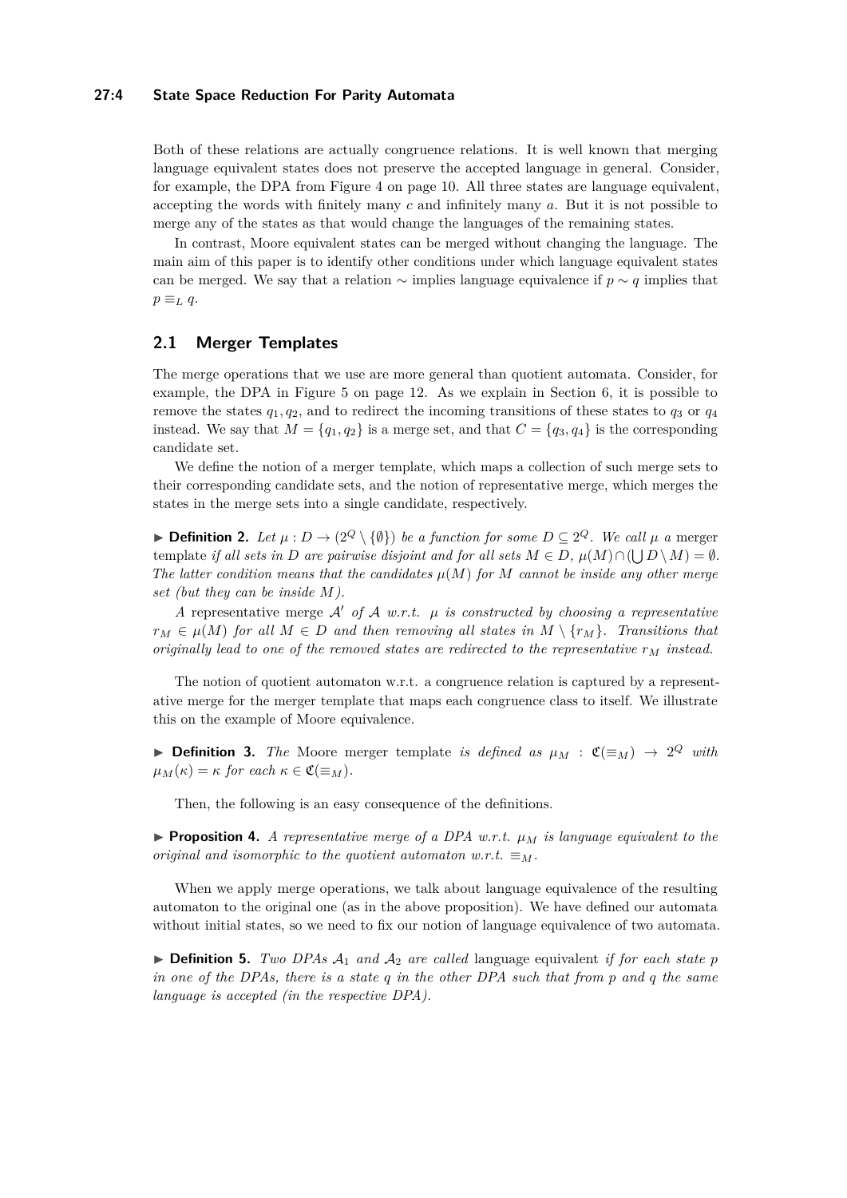Both of these relations are actually congruence relations. It is well known that merging language equivalent states does not preserve the accepted language in general. Consider, for example, the DPA from Figure 4 on page 10. All three states are language equivalent, accepting the words with finitely many $c$ and infinitely many $a$. But it is not possible to merge any of the states as that would change the languages of the remaining states.

In contrast, Moore equivalent states can be merged without changing the language. The main aim of this paper is to identify other conditions under which language equivalent states can be merged. We say that a relation $\sim$ implies language equivalence if $p \sim q$ implies that $p \equiv_L q$.

## 2.1 Merger Templates

The merge operations that we use are more general than quotient automata. Consider, for example, the DPA in Figure 5 on page 12. As we explain in Section 6, it is possible to remove the states $q_1, q_2$, and to redirect the incoming transitions of these states to $q_3$ or $q_4$ instead. We say that $M = \{q_1, q_2\}$ is a merge set, and that $C = \{q_3, q_4\}$ is the corresponding candidate set.

We define the notion of a merger template, which maps a collection of such merge sets to their corresponding candidate sets, and the notion of representative merge, which merges the states in the merge sets into a single candidate, respectively.

▶ **Definition 2.** *Let $\mu : D \to (2^Q \setminus \{\emptyset\})$ be a function for some $D \subseteq 2^Q$. We call $\mu$ a* merger template *if all sets in $D$ are pairwise disjoint and for all sets $M \in D$, $\mu(M) \cap (\bigcup D \setminus M) = \emptyset$. The latter condition means that the candidates $\mu(M)$ for $M$ cannot be inside any other merge set (but they can be inside $M$).*

*A* representative merge *$\mathcal{A}'$ of $\mathcal{A}$ w.r.t. $\mu$ is constructed by choosing a representative $r_M \in \mu(M)$ for all $M \in D$ and then removing all states in $M \setminus \{r_M\}$. Transitions that originally lead to one of the removed states are redirected to the representative $r_M$ instead.*

The notion of quotient automaton w.r.t. a congruence relation is captured by a representative merge for the merger template that maps each congruence class to itself. We illustrate this on the example of Moore equivalence.

▶ **Definition 3.** *The* Moore merger template *is defined as $\mu_M : \mathfrak{C}(\equiv_M) \to 2^Q$ with $\mu_M(\kappa) = \kappa$ for each $\kappa \in \mathfrak{C}(\equiv_M)$.*

Then, the following is an easy consequence of the definitions.

▶ **Proposition 4.** *A representative merge of a DPA w.r.t. $\mu_M$ is language equivalent to the original and isomorphic to the quotient automaton w.r.t. $\equiv_M$.*

When we apply merge operations, we talk about language equivalence of the resulting automaton to the original one (as in the above proposition). We have defined our automata without initial states, so we need to fix our notion of language equivalence of two automata.

▶ **Definition 5.** *Two DPAs $\mathcal{A}_1$ and $\mathcal{A}_2$ are called* language equivalent *if for each state $p$ in one of the DPAs, there is a state $q$ in the other DPA such that from $p$ and $q$ the same language is accepted (in the respective DPA).*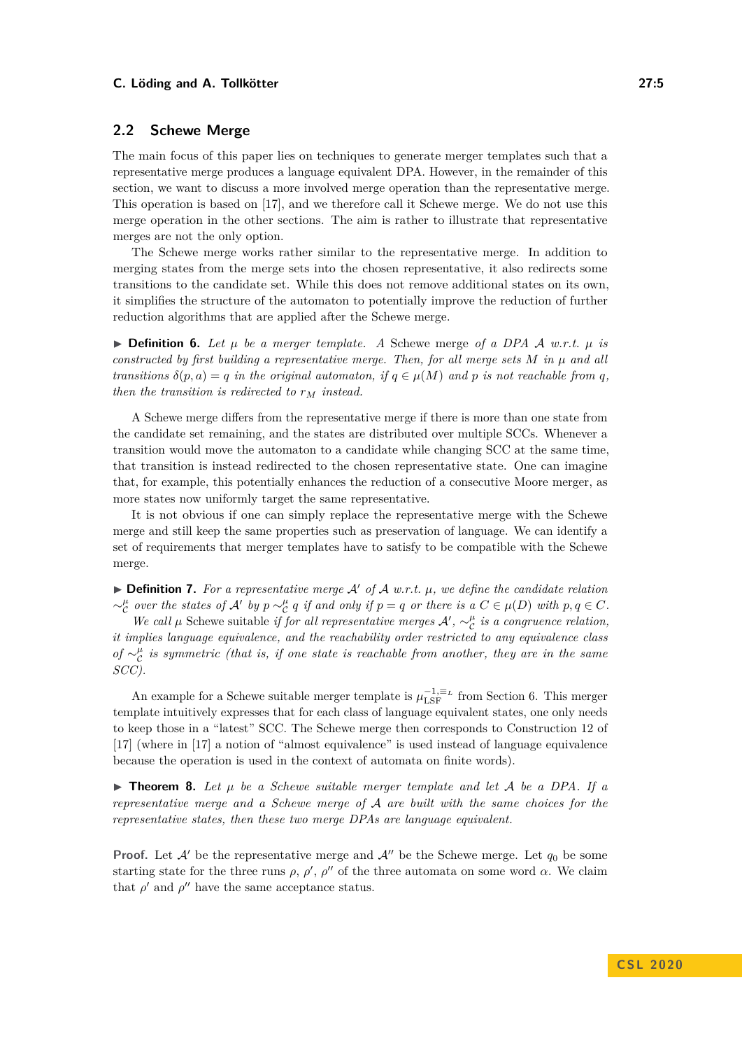## 2.2 Schewe Merge

The main focus of this paper lies on techniques to generate merger templates such that a representative merge produces a language equivalent DPA. However, in the remainder of this section, we want to discuss a more involved merge operation than the representative merge. This operation is based on [17], and we therefore call it Schewe merge. We do not use this merge operation in the other sections. The aim is rather to illustrate that representative merges are not the only option.

The Schewe merge works rather similar to the representative merge. In addition to merging states from the merge sets into the chosen representative, it also redirects some transitions to the candidate set. While this does not remove additional states on its own, it simplifies the structure of the automaton to potentially improve the reduction of further reduction algorithms that are applied after the Schewe merge.

▶ **Definition 6.** *Let $\mu$ be a merger template. A* Schewe merge *of a DPA $\mathcal{A}$ w.r.t. $\mu$ is constructed by first building a representative merge. Then, for all merge sets $M$ in $\mu$ and all transitions $\delta(p, a) = q$ in the original automaton, if $q \in \mu(M)$ and $p$ is not reachable from $q$, then the transition is redirected to $r_M$ instead.*

A Schewe merge differs from the representative merge if there is more than one state from the candidate set remaining, and the states are distributed over multiple SCCs. Whenever a transition would move the automaton to a candidate while changing SCC at the same time, that transition is instead redirected to the chosen representative state. One can imagine that, for example, this potentially enhances the reduction of a consecutive Moore merger, as more states now uniformly target the same representative.

It is not obvious if one can simply replace the representative merge with the Schewe merge and still keep the same properties such as preservation of language. We can identify a set of requirements that merger templates have to satisfy to be compatible with the Schewe merge.

▶ **Definition 7.** *For a representative merge $\mathcal{A}'$ of $\mathcal{A}$ w.r.t. $\mu$, we define the candidate relation $\sim^{\mu}_{\mathcal{C}}$ over the states of $\mathcal{A}'$ by $p \sim^{\mu}_{\mathcal{C}} q$ if and only if $p = q$ or there is a $C \in \mu(D)$ with $p, q \in C$.*

*We call $\mu$* Schewe suitable *if for all representative merges $\mathcal{A}'$, $\sim^{\mu}_{\mathcal{C}}$ is a congruence relation, it implies language equivalence, and the reachability order restricted to any equivalence class of $\sim^{\mu}_{\mathcal{C}}$ is symmetric (that is, if one state is reachable from another, they are in the same SCC).*

An example for a Schewe suitable merger template is $\mu^{-1,\equiv_L}_{\mathrm{LSF}}$ from Section 6. This merger template intuitively expresses that for each class of language equivalent states, one only needs to keep those in a "latest" SCC. The Schewe merge then corresponds to Construction 12 of [17] (where in [17] a notion of "almost equivalence" is used instead of language equivalence because the operation is used in the context of automata on finite words).

▶ **Theorem 8.** *Let $\mu$ be a Schewe suitable merger template and let $\mathcal{A}$ be a DPA. If a representative merge and a Schewe merge of $\mathcal{A}$ are built with the same choices for the representative states, then these two merge DPAs are language equivalent.*

**Proof.** Let $\mathcal{A}'$ be the representative merge and $\mathcal{A}''$ be the Schewe merge. Let $q_0$ be some starting state for the three runs $\rho$, $\rho'$, $\rho''$ of the three automata on some word $\alpha$. We claim that $\rho'$ and $\rho''$ have the same acceptance status.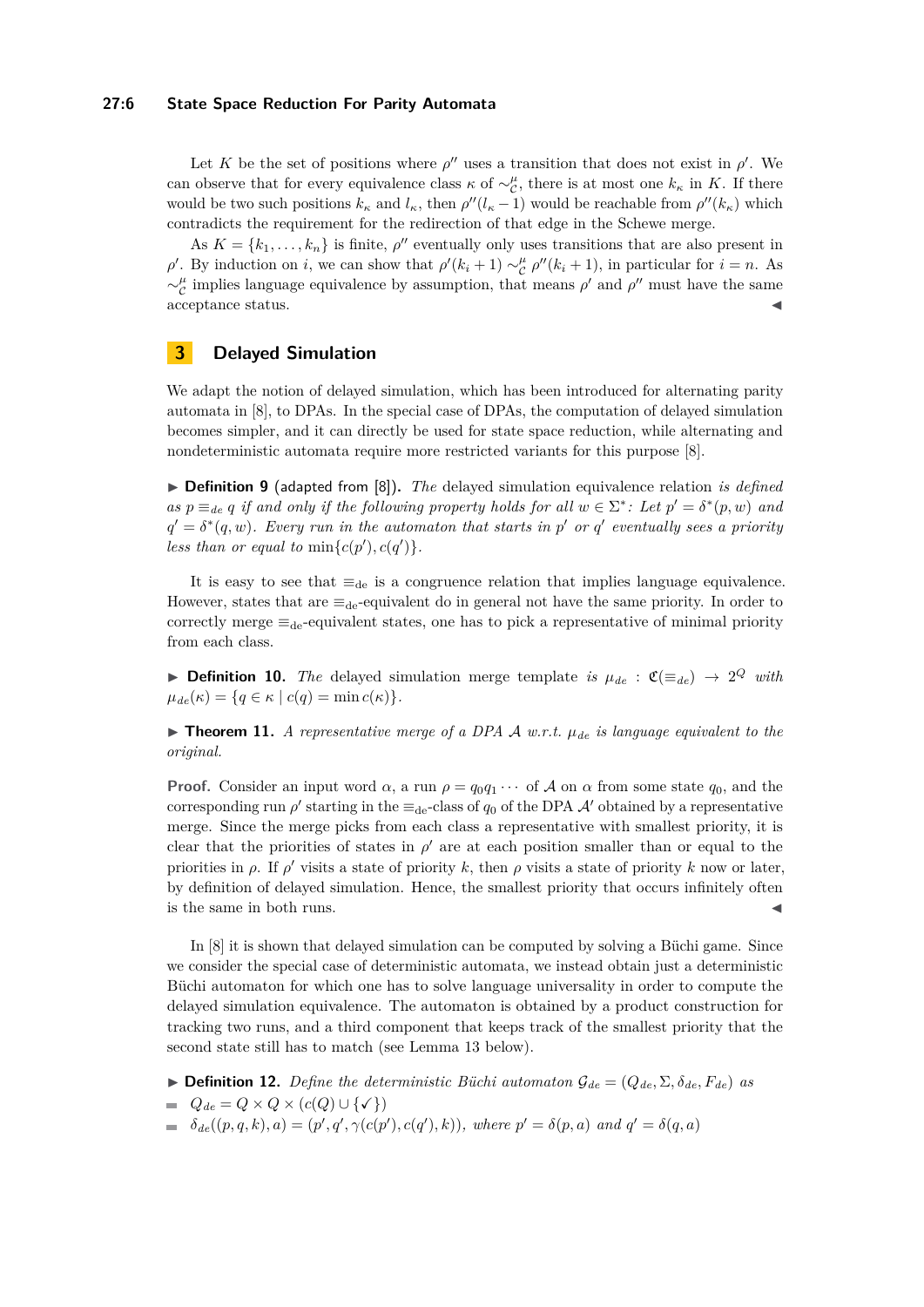Let $K$ be the set of positions where $\rho''$ uses a transition that does not exist in $\rho'$. We can observe that for every equivalence class $\kappa$ of $\sim^{\mu}_{\mathcal{C}}$, there is at most one $k_\kappa$ in $K$. If there would be two such positions $k_\kappa$ and $l_\kappa$, then $\rho''(l_\kappa - 1)$ would be reachable from $\rho''(k_\kappa)$ which contradicts the requirement for the redirection of that edge in the Schewe merge.

As $K = \{k_1, \ldots, k_n\}$ is finite, $\rho''$ eventually only uses transitions that are also present in $\rho'$. By induction on $i$, we can show that $\rho'(k_i + 1) \sim^{\mu}_{\mathcal{C}} \rho''(k_i + 1)$, in particular for $i = n$. As $\sim^{\mu}_{\mathcal{C}}$ implies language equivalence by assumption, that means $\rho'$ and $\rho''$ must have the same acceptance status. ◀

# 3 Delayed Simulation

We adapt the notion of delayed simulation, which has been introduced for alternating parity automata in [8], to DPAs. In the special case of DPAs, the computation of delayed simulation becomes simpler, and it can directly be used for state space reduction, while alternating and nondeterministic automata require more restricted variants for this purpose [8].

▶ **Definition 9** (adapted from [8]). *The* delayed simulation equivalence relation *is defined as $p \equiv_{de} q$ if and only if the following property holds for all $w \in \Sigma^*$: Let $p' = \delta^*(p, w)$ and $q' = \delta^*(q, w)$. Every run in the automaton that starts in $p'$ or $q'$ eventually sees a priority less than or equal to $\min\{c(p'), c(q')\}$.*

It is easy to see that $\equiv_{\mathrm{de}}$ is a congruence relation that implies language equivalence. However, states that are $\equiv_{\mathrm{de}}$-equivalent do in general not have the same priority. In order to correctly merge $\equiv_{\mathrm{de}}$-equivalent states, one has to pick a representative of minimal priority from each class.

▶ **Definition 10.** *The* delayed simulation merge template *is $\mu_{de} : \mathfrak{C}(\equiv_{de}) \to 2^Q$ with $\mu_{de}(\kappa) = \{q \in \kappa \mid c(q) = \min c(\kappa)\}$.*

▶ **Theorem 11.** *A representative merge of a DPA $\mathcal{A}$ w.r.t. $\mu_{de}$ is language equivalent to the original.*

**Proof.** Consider an input word $\alpha$, a run $\rho = q_0 q_1 \cdots$ of $\mathcal{A}$ on $\alpha$ from some state $q_0$, and the corresponding run $\rho'$ starting in the $\equiv_{\mathrm{de}}$-class of $q_0$ of the DPA $\mathcal{A}'$ obtained by a representative merge. Since the merge picks from each class a representative with smallest priority, it is clear that the priorities of states in $\rho'$ are at each position smaller than or equal to the priorities in $\rho$. If $\rho'$ visits a state of priority $k$, then $\rho$ visits a state of priority $k$ now or later, by definition of delayed simulation. Hence, the smallest priority that occurs infinitely often is the same in both runs. ◀

In [8] it is shown that delayed simulation can be computed by solving a Büchi game. Since we consider the special case of deterministic automata, we instead obtain just a deterministic Büchi automaton for which one has to solve language universality in order to compute the delayed simulation equivalence. The automaton is obtained by a product construction for tracking two runs, and a third component that keeps track of the smallest priority that the second state still has to match (see Lemma 13 below).

▶ **Definition 12.** *Define the deterministic Büchi automaton $\mathcal{G}_{de} = (Q_{de}, \Sigma, \delta_{de}, F_{de})$ as*

- $Q_{de} = Q \times Q \times (c(Q) \cup \{\checkmark\})$
- $\delta_{de}((p, q, k), a) = (p', q', \gamma(c(p'), c(q'), k))$*, where $p' = \delta(p, a)$ and $q' = \delta(q, a)$*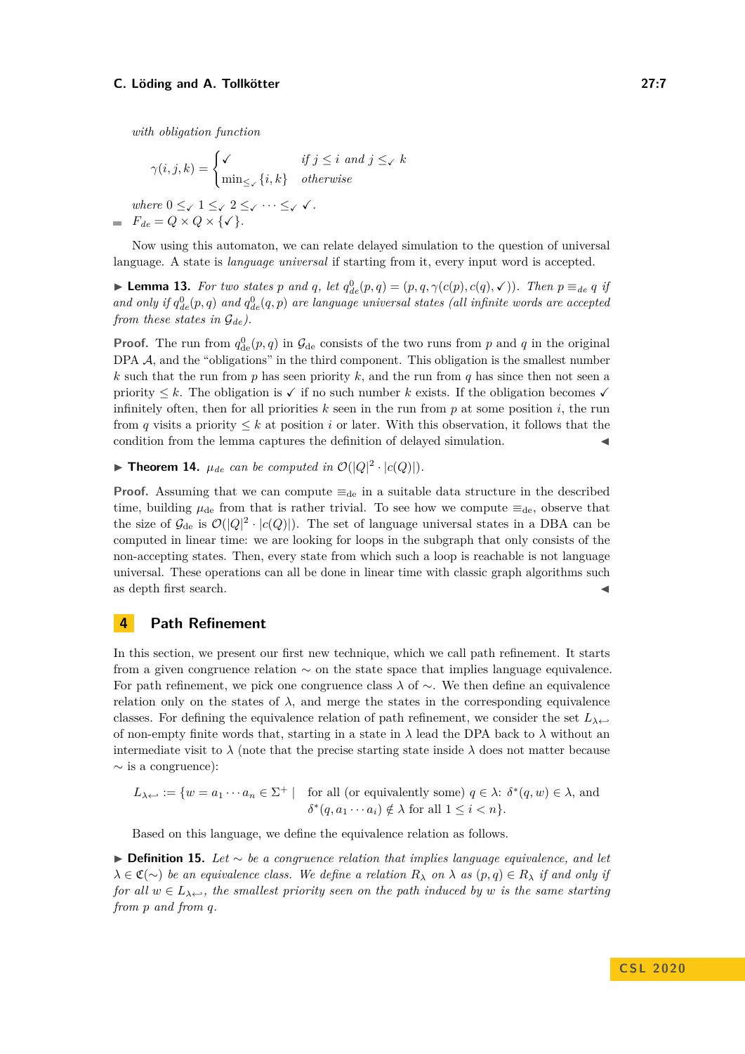with obligation function

$$\gamma(i,j,k) = \begin{cases} \checkmark & \text{if } j \leq i \text{ and } j \leq_{\checkmark} k \\ \min_{\leq_{\checkmark}}\{i,k\} & \text{otherwise} \end{cases}$$

where $0 \leq_{\checkmark} 1 \leq_{\checkmark} 2 \leq_{\checkmark} \cdots \leq_{\checkmark} \checkmark$.

- $F_{de} = Q \times Q \times \{\checkmark\}$.

Now using this automaton, we can relate delayed simulation to the question of universal language. A state is *language universal* if starting from it, every input word is accepted.

**▶ Lemma 13.** *For two states $p$ and $q$, let $q^0_{\text{de}}(p,q) = (p, q, \gamma(c(p), c(q), \checkmark))$. Then $p \equiv_{de} q$ if and only if $q^0_{\text{de}}(p,q)$ and $q^0_{\text{de}}(q,p)$ are language universal states (all infinite words are accepted from these states in $\mathcal{G}_{de}$).*

**Proof.** The run from $q^0_{\text{de}}(p,q)$ in $\mathcal{G}_{\text{de}}$ consists of the two runs from $p$ and $q$ in the original DPA $\mathcal{A}$, and the "obligations" in the third component. This obligation is the smallest number $k$ such that the run from $p$ has seen priority $k$, and the run from $q$ has since then not seen a priority $\leq k$. The obligation is $\checkmark$ if no such number $k$ exists. If the obligation becomes $\checkmark$ infinitely often, then for all priorities $k$ seen in the run from $p$ at some position $i$, the run from $q$ visits a priority $\leq k$ at position $i$ or later. With this observation, it follows that the condition from the lemma captures the definition of delayed simulation. ◀

**▶ Theorem 14.** *$\mu_{de}$ can be computed in $\mathcal{O}(|Q|^2 \cdot |c(Q)|)$.*

**Proof.** Assuming that we can compute $\equiv_{\text{de}}$ in a suitable data structure in the described time, building $\mu_{\text{de}}$ from that is rather trivial. To see how we compute $\equiv_{\text{de}}$, observe that the size of $\mathcal{G}_{\text{de}}$ is $\mathcal{O}(|Q|^2 \cdot |c(Q)|)$. The set of language universal states in a DBA can be computed in linear time: we are looking for loops in the subgraph that only consists of the non-accepting states. Then, every state from which such a loop is reachable is not language universal. These operations can all be done in linear time with classic graph algorithms such as depth first search. ◀

## 4 Path Refinement

In this section, we present our first new technique, which we call path refinement. It starts from a given congruence relation $\sim$ on the state space that implies language equivalence. For path refinement, we pick one congruence class $\lambda$ of $\sim$. We then define an equivalence relation only on the states of $\lambda$, and merge the states in the corresponding equivalence classes. For defining the equivalence relation of path refinement, we consider the set $L_{\lambda\hookleftarrow}$ of non-empty finite words that, starting in a state in $\lambda$ lead the DPA back to $\lambda$ without an intermediate visit to $\lambda$ (note that the precise starting state inside $\lambda$ does not matter because $\sim$ is a congruence):

$$L_{\lambda\hookleftarrow} := \{w = a_1 \cdots a_n \in \Sigma^+ \mid \text{ for all (or equivalently some) } q \in \lambda\text{: } \delta^*(q,w) \in \lambda, \text{ and } \delta^*(q, a_1 \cdots a_i) \notin \lambda \text{ for all } 1 \leq i < n\}.$$

Based on this language, we define the equivalence relation as follows.

**▶ Definition 15.** *Let $\sim$ be a congruence relation that implies language equivalence, and let $\lambda \in \mathfrak{C}(\sim)$ be an equivalence class. We define a relation $R_\lambda$ on $\lambda$ as $(p,q) \in R_\lambda$ if and only if for all $w \in L_{\lambda\hookleftarrow}$, the smallest priority seen on the path induced by $w$ is the same starting from $p$ and from $q$.*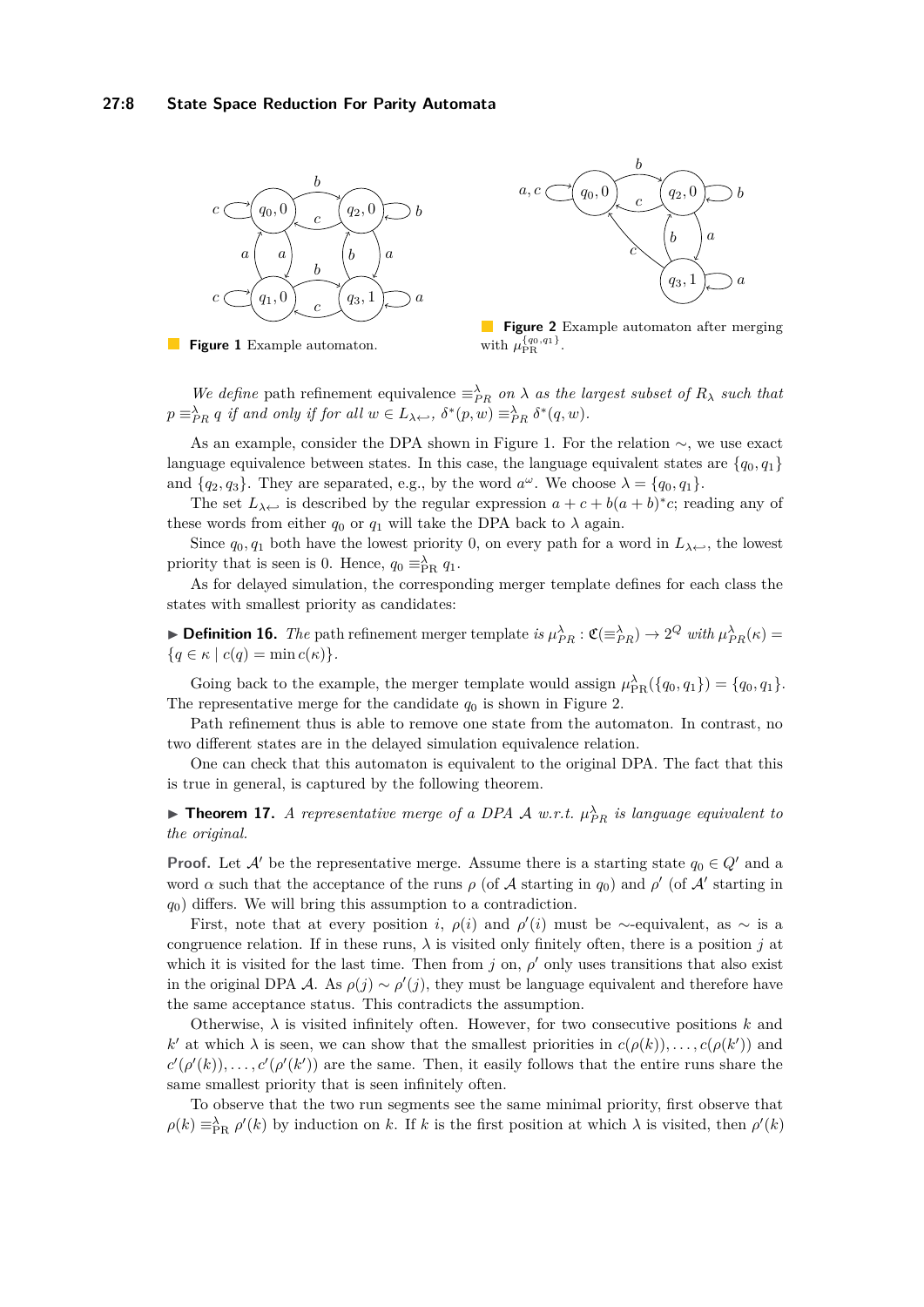**Figure 1** Example automaton.

**Figure 2** Example automaton after merging with $\mu_{\text{PR}}^{\{q_0,q_1\}}$.

*We define* path refinement equivalence $\equiv_{PR}^{\lambda}$ *on* $\lambda$ *as the largest subset of* $R_\lambda$ *such that* $p \equiv_{PR}^{\lambda} q$ *if and only if for all* $w \in L_{\lambda \hookleftarrow}$, $\delta^*(p, w) \equiv_{PR}^{\lambda} \delta^*(q, w)$.

As an example, consider the DPA shown in Figure 1. For the relation $\sim$, we use exact language equivalence between states. In this case, the language equivalent states are $\{q_0, q_1\}$ and $\{q_2, q_3\}$. They are separated, e.g., by the word $a^\omega$. We choose $\lambda = \{q_0, q_1\}$.

The set $L_{\lambda \hookleftarrow}$ is described by the regular expression $a + c + b(a + b)^*c$; reading any of these words from either $q_0$ or $q_1$ will take the DPA back to $\lambda$ again.

Since $q_0, q_1$ both have the lowest priority 0, on every path for a word in $L_{\lambda \hookleftarrow}$, the lowest priority that is seen is 0. Hence, $q_0 \equiv_{\text{PR}}^{\lambda} q_1$.

As for delayed simulation, the corresponding merger template defines for each class the states with smallest priority as candidates:

▶ **Definition 16.** *The* path refinement merger template *is* $\mu_{PR}^{\lambda} : \mathfrak{C}(\equiv_{PR}^{\lambda}) \to 2^Q$ *with* $\mu_{PR}^{\lambda}(\kappa) = \{q \in \kappa \mid c(q) = \min c(\kappa)\}$.

Going back to the example, the merger template would assign $\mu_{\text{PR}}^{\lambda}(\{q_0, q_1\}) = \{q_0, q_1\}$. The representative merge for the candidate $q_0$ is shown in Figure 2.

Path refinement thus is able to remove one state from the automaton. In contrast, no two different states are in the delayed simulation equivalence relation.

One can check that this automaton is equivalent to the original DPA. The fact that this is true in general, is captured by the following theorem.

▶ **Theorem 17.** *A representative merge of a DPA* $\mathcal{A}$ *w.r.t.* $\mu_{PR}^{\lambda}$ *is language equivalent to the original.*

**Proof.** Let $\mathcal{A}'$ be the representative merge. Assume there is a starting state $q_0 \in Q'$ and a word $\alpha$ such that the acceptance of the runs $\rho$ (of $\mathcal{A}$ starting in $q_0$) and $\rho'$ (of $\mathcal{A}'$ starting in $q_0$) differs. We will bring this assumption to a contradiction.

First, note that at every position $i$, $\rho(i)$ and $\rho'(i)$ must be $\sim$-equivalent, as $\sim$ is a congruence relation. If in these runs, $\lambda$ is visited only finitely often, there is a position $j$ at which it is visited for the last time. Then from $j$ on, $\rho'$ only uses transitions that also exist in the original DPA $\mathcal{A}$. As $\rho(j) \sim \rho'(j)$, they must be language equivalent and therefore have the same acceptance status. This contradicts the assumption.

Otherwise, $\lambda$ is visited infinitely often. However, for two consecutive positions $k$ and $k'$ at which $\lambda$ is seen, we can show that the smallest priorities in $c(\rho(k)), \dots, c(\rho(k'))$ and $c'(\rho'(k)), \dots, c'(\rho'(k'))$ are the same. Then, it easily follows that the entire runs share the same smallest priority that is seen infinitely often.

To observe that the two run segments see the same minimal priority, first observe that $\rho(k) \equiv_{\text{PR}}^{\lambda} \rho'(k)$ by induction on $k$. If $k$ is the first position at which $\lambda$ is visited, then $\rho'(k)$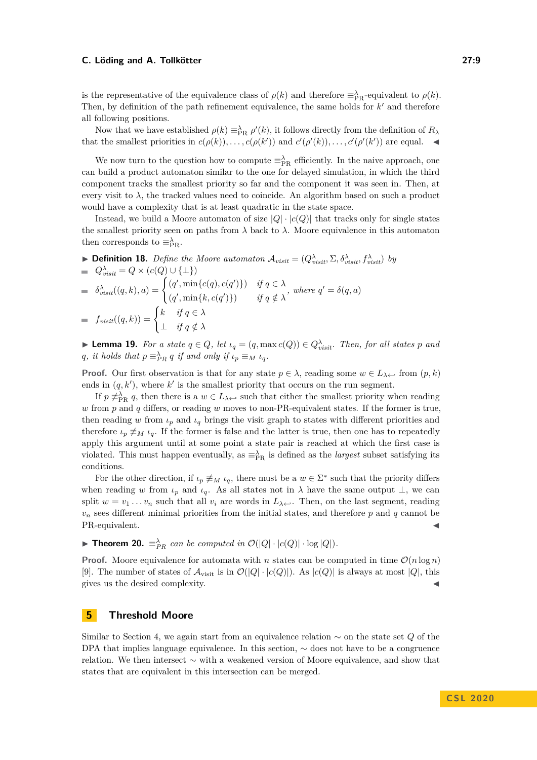is the representative of the equivalence class of $\rho(k)$ and therefore $\equiv^\lambda_{\mathrm{PR}}$-equivalent to $\rho(k)$. Then, by definition of the path refinement equivalence, the same holds for $k'$ and therefore all following positions.

Now that we have established $\rho(k) \equiv^\lambda_{\mathrm{PR}} \rho'(k)$, it follows directly from the definition of $R_\lambda$ that the smallest priorities in $c(\rho(k)), \ldots, c(\rho(k'))$ and $c'(\rho'(k)), \ldots, c'(\rho'(k'))$ are equal. ◀

We now turn to the question how to compute $\equiv^\lambda_{\mathrm{PR}}$ efficiently. In the naive approach, one can build a product automaton similar to the one for delayed simulation, in which the third component tracks the smallest priority so far and the component it was seen in. Then, at every visit to $\lambda$, the tracked values need to coincide. An algorithm based on such a product would have a complexity that is at least quadratic in the state space.

Instead, we build a Moore automaton of size $|Q| \cdot |c(Q)|$ that tracks only for single states the smallest priority seen on paths from $\lambda$ back to $\lambda$. Moore equivalence in this automaton then corresponds to $\equiv^\lambda_{\mathrm{PR}}$.

▶ **Definition 18.** *Define the Moore automaton $\mathcal{A}_{visit} = (Q^\lambda_{visit}, \Sigma, \delta^\lambda_{visit}, f^\lambda_{visit})$ by*

- $Q^\lambda_{visit} = Q \times (c(Q) \cup \{\bot\})$
- $\delta^\lambda_{visit}((q,k),a) = \begin{cases} (q', \min\{c(q), c(q')\}) & \text{if } q \in \lambda \\ (q', \min\{k, c(q')\}) & \text{if } q \notin \lambda \end{cases}$, *where* $q' = \delta(q,a)$
- $f_{visit}((q,k)) = \begin{cases} k & \text{if } q \in \lambda \\ \bot & \text{if } q \notin \lambda \end{cases}$

▶ **Lemma 19.** *For a state $q \in Q$, let $\iota_q = (q, \max c(Q)) \in Q^\lambda_{visit}$. Then, for all states $p$ and $q$, it holds that $p \equiv^\lambda_{PR} q$ if and only if $\iota_p \equiv_M \iota_q$.*

**Proof.** Our first observation is that for any state $p \in \lambda$, reading some $w \in L_{\lambda\hookleftarrow}$ from $(p,k)$ ends in $(q,k')$, where $k'$ is the smallest priority that occurs on the run segment.

If $p \not\equiv^\lambda_{\mathrm{PR}} q$, then there is a $w \in L_{\lambda\hookleftarrow}$ such that either the smallest priority when reading $w$ from $p$ and $q$ differs, or reading $w$ moves to non-PR-equivalent states. If the former is true, then reading $w$ from $\iota_p$ and $\iota_q$ brings the visit graph to states with different priorities and therefore $\iota_p \not\equiv_M \iota_q$. If the former is false and the latter is true, then one has to repeatedly apply this argument until at some point a state pair is reached at which the first case is violated. This must happen eventually, as $\equiv^\lambda_{\mathrm{PR}}$ is defined as the *largest* subset satisfying its conditions.

For the other direction, if $\iota_p \not\equiv_M \iota_q$, there must be a $w \in \Sigma^*$ such that the priority differs when reading $w$ from $\iota_p$ and $\iota_q$. As all states not in $\lambda$ have the same output $\bot$, we can split $w = v_1 \ldots v_n$ such that all $v_i$ are words in $L_{\lambda\hookleftarrow}$. Then, on the last segment, reading $v_n$ sees different minimal priorities from the initial states, and therefore $p$ and $q$ cannot be PR-equivalent. ◀

▶ **Theorem 20.** *$\equiv^\lambda_{PR}$ can be computed in $\mathcal{O}(|Q| \cdot |c(Q)| \cdot \log |Q|)$.*

**Proof.** Moore equivalence for automata with $n$ states can be computed in time $\mathcal{O}(n \log n)$ [9]. The number of states of $\mathcal{A}_{\mathrm{visit}}$ is in $\mathcal{O}(|Q| \cdot |c(Q)|)$. As $|c(Q)|$ is always at most $|Q|$, this gives us the desired complexity. ◀

## 5 Threshold Moore

Similar to Section 4, we again start from an equivalence relation $\sim$ on the state set $Q$ of the DPA that implies language equivalence. In this section, $\sim$ does not have to be a congruence relation. We then intersect $\sim$ with a weakened version of Moore equivalence, and show that states that are equivalent in this intersection can be merged.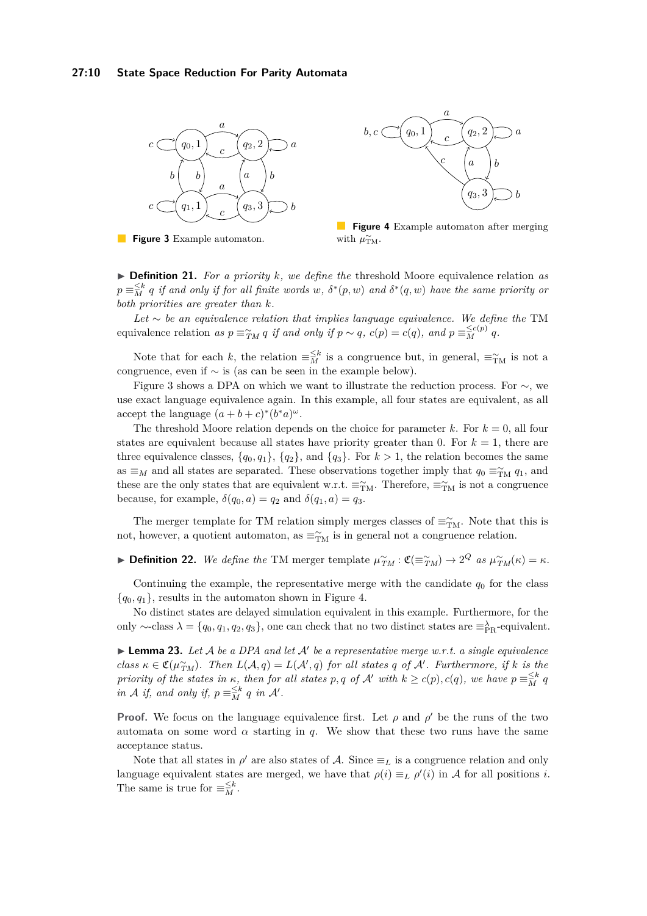**Figure 3** Example automaton.

**Figure 4** Example automaton after merging with $\mu_{\text{TM}}^{\sim}$.

▶ **Definition 21.** *For a priority $k$, we define the* threshold Moore equivalence relation *as $p \equiv_M^{\leq k} q$ if and only if for all finite words $w$, $\delta^*(p,w)$ and $\delta^*(q,w)$ have the same priority or both priorities are greater than $k$.*

*Let $\sim$ be an equivalence relation that implies language equivalence. We define the* TM equivalence relation *as $p \equiv_{TM}^{\sim} q$ if and only if $p \sim q$, $c(p) = c(q)$, and $p \equiv_M^{\leq c(p)} q$.*

Note that for each $k$, the relation $\equiv_M^{\leq k}$ is a congruence but, in general, $\equiv_{\text{TM}}^{\sim}$ is not a congruence, even if $\sim$ is (as can be seen in the example below).

Figure 3 shows a DPA on which we want to illustrate the reduction process. For $\sim$, we use exact language equivalence again. In this example, all four states are equivalent, as all accept the language $(a+b+c)^*(b^*a)^\omega$.

The threshold Moore relation depends on the choice for parameter $k$. For $k=0$, all four states are equivalent because all states have priority greater than 0. For $k=1$, there are three equivalence classes, $\{q_0, q_1\}$, $\{q_2\}$, and $\{q_3\}$. For $k > 1$, the relation becomes the same as $\equiv_M$ and all states are separated. These observations together imply that $q_0 \equiv_{\text{TM}}^{\sim} q_1$, and these are the only states that are equivalent w.r.t. $\equiv_{\text{TM}}^{\sim}$. Therefore, $\equiv_{\text{TM}}^{\sim}$ is not a congruence because, for example, $\delta(q_0, a) = q_2$ and $\delta(q_1, a) = q_3$.

The merger template for TM relation simply merges classes of $\equiv_{\text{TM}}^{\sim}$. Note that this is not, however, a quotient automaton, as $\equiv_{\text{TM}}^{\sim}$ is in general not a congruence relation.

▶ **Definition 22.** *We define the* TM merger template *$\mu_{TM}^{\sim} : \mathfrak{C}(\equiv_{TM}^{\sim}) \to 2^Q$ as $\mu_{TM}^{\sim}(\kappa) = \kappa$.*

Continuing the example, the representative merge with the candidate $q_0$ for the class $\{q_0, q_1\}$, results in the automaton shown in Figure 4.

No distinct states are delayed simulation equivalent in this example. Furthermore, for the only $\sim$-class $\lambda = \{q_0, q_1, q_2, q_3\}$, one can check that no two distinct states are $\equiv_{\text{PR}}^{\lambda}$-equivalent.

▶ **Lemma 23.** *Let $\mathcal{A}$ be a DPA and let $\mathcal{A}'$ be a representative merge w.r.t. a single equivalence class $\kappa \in \mathfrak{C}(\mu_{TM}^{\sim})$. Then $L(\mathcal{A}, q) = L(\mathcal{A}', q)$ for all states $q$ of $\mathcal{A}'$. Furthermore, if $k$ is the priority of the states in $\kappa$, then for all states $p, q$ of $\mathcal{A}'$ with $k \geq c(p), c(q)$, we have $p \equiv_M^{\leq k} q$ in $\mathcal{A}$ if, and only if, $p \equiv_M^{\leq k} q$ in $\mathcal{A}'$.*

**Proof.** We focus on the language equivalence first. Let $\rho$ and $\rho'$ be the runs of the two automata on some word $\alpha$ starting in $q$. We show that these two runs have the same acceptance status.

Note that all states in $\rho'$ are also states of $\mathcal{A}$. Since $\equiv_L$ is a congruence relation and only language equivalent states are merged, we have that $\rho(i) \equiv_L \rho'(i)$ in $\mathcal{A}$ for all positions $i$. The same is true for $\equiv_M^{\leq k}$.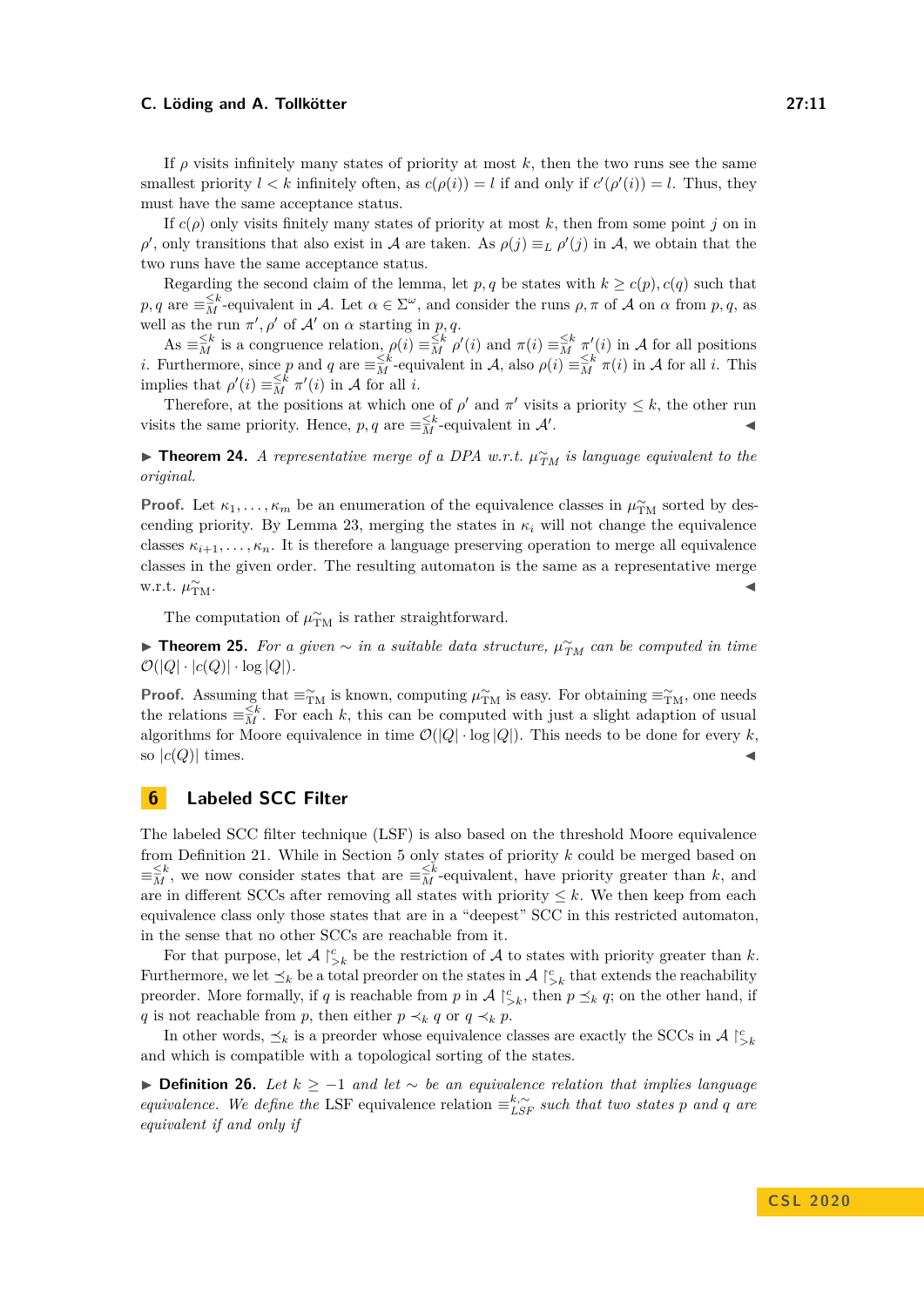If $\rho$ visits infinitely many states of priority at most $k$, then the two runs see the same smallest priority $l < k$ infinitely often, as $c(\rho(i)) = l$ if and only if $c'(\rho'(i)) = l$. Thus, they must have the same acceptance status.

If $c(\rho)$ only visits finitely many states of priority at most $k$, then from some point $j$ on in $\rho'$, only transitions that also exist in $\mathcal{A}$ are taken. As $\rho(j) \equiv_L \rho'(j)$ in $\mathcal{A}$, we obtain that the two runs have the same acceptance status.

Regarding the second claim of the lemma, let $p, q$ be states with $k \geq c(p), c(q)$ such that $p, q$ are $\equiv_M^{\leq k}$-equivalent in $\mathcal{A}$. Let $\alpha \in \Sigma^\omega$, and consider the runs $\rho, \pi$ of $\mathcal{A}$ on $\alpha$ from $p, q$, as well as the run $\pi', \rho'$ of $\mathcal{A}'$ on $\alpha$ starting in $p, q$.

As $\equiv_M^{\leq k}$ is a congruence relation, $\rho(i) \equiv_M^{\leq k} \rho'(i)$ and $\pi(i) \equiv_M^{\leq k} \pi'(i)$ in $\mathcal{A}$ for all positions $i$. Furthermore, since $p$ and $q$ are $\equiv_M^{\leq k}$-equivalent in $\mathcal{A}$, also $\rho(i) \equiv_M^{\leq k} \pi(i)$ in $\mathcal{A}$ for all $i$. This implies that $\rho'(i) \equiv_M^{\leq k} \pi'(i)$ in $\mathcal{A}$ for all $i$.

Therefore, at the positions at which one of $\rho'$ and $\pi'$ visits a priority $\leq k$, the other run visits the same priority. Hence, $p, q$ are $\equiv_M^{\leq k}$-equivalent in $\mathcal{A}'$. ◀

▶ **Theorem 24.** *A representative merge of a DPA w.r.t. $\mu_{TM}^{\sim}$ is language equivalent to the original.*

**Proof.** Let $\kappa_1, \ldots, \kappa_m$ be an enumeration of the equivalence classes in $\mu_{\text{TM}}^{\sim}$ sorted by descending priority. By Lemma 23, merging the states in $\kappa_i$ will not change the equivalence classes $\kappa_{i+1}, \ldots, \kappa_n$. It is therefore a language preserving operation to merge all equivalence classes in the given order. The resulting automaton is the same as a representative merge w.r.t. $\mu_{\text{TM}}^{\sim}$. ◀

The computation of $\mu_{\text{TM}}^{\sim}$ is rather straightforward.

▶ **Theorem 25.** *For a given $\sim$ in a suitable data structure, $\mu_{TM}^{\sim}$ can be computed in time $\mathcal{O}(|Q| \cdot |c(Q)| \cdot \log |Q|)$.*

**Proof.** Assuming that $\equiv_{\text{TM}}^{\sim}$ is known, computing $\mu_{\text{TM}}^{\sim}$ is easy. For obtaining $\equiv_{\text{TM}}^{\sim}$, one needs the relations $\equiv_M^{\leq k}$. For each $k$, this can be computed with just a slight adaption of usual algorithms for Moore equivalence in time $\mathcal{O}(|Q| \cdot \log |Q|)$. This needs to be done for every $k$, so $|c(Q)|$ times. ◀

## 6 Labeled SCC Filter

The labeled SCC filter technique (LSF) is also based on the threshold Moore equivalence from Definition 21. While in Section 5 only states of priority $k$ could be merged based on $\equiv_M^{\leq k}$, we now consider states that are $\equiv_M^{\leq k}$-equivalent, have priority greater than $k$, and are in different SCCs after removing all states with priority $\leq k$. We then keep from each equivalence class only those states that are in a "deepest" SCC in this restricted automaton, in the sense that no other SCCs are reachable from it.

For that purpose, let $\mathcal{A} \upharpoonright_{>k}^{c}$ be the restriction of $\mathcal{A}$ to states with priority greater than $k$. Furthermore, we let $\preceq_k$ be a total preorder on the states in $\mathcal{A} \upharpoonright_{>k}^{c}$ that extends the reachability preorder. More formally, if $q$ is reachable from $p$ in $\mathcal{A} \upharpoonright_{>k}^{c}$, then $p \preceq_k q$; on the other hand, if $q$ is not reachable from $p$, then either $p \prec_k q$ or $q \prec_k p$.

In other words, $\preceq_k$ is a preorder whose equivalence classes are exactly the SCCs in $\mathcal{A} \upharpoonright_{>k}^{c}$ and which is compatible with a topological sorting of the states.

▶ **Definition 26.** *Let $k \geq -1$ and let $\sim$ be an equivalence relation that implies language equivalence. We define the* LSF equivalence relation *$\equiv_{LSF}^{k,\sim}$ such that two states $p$ and $q$ are equivalent if and only if*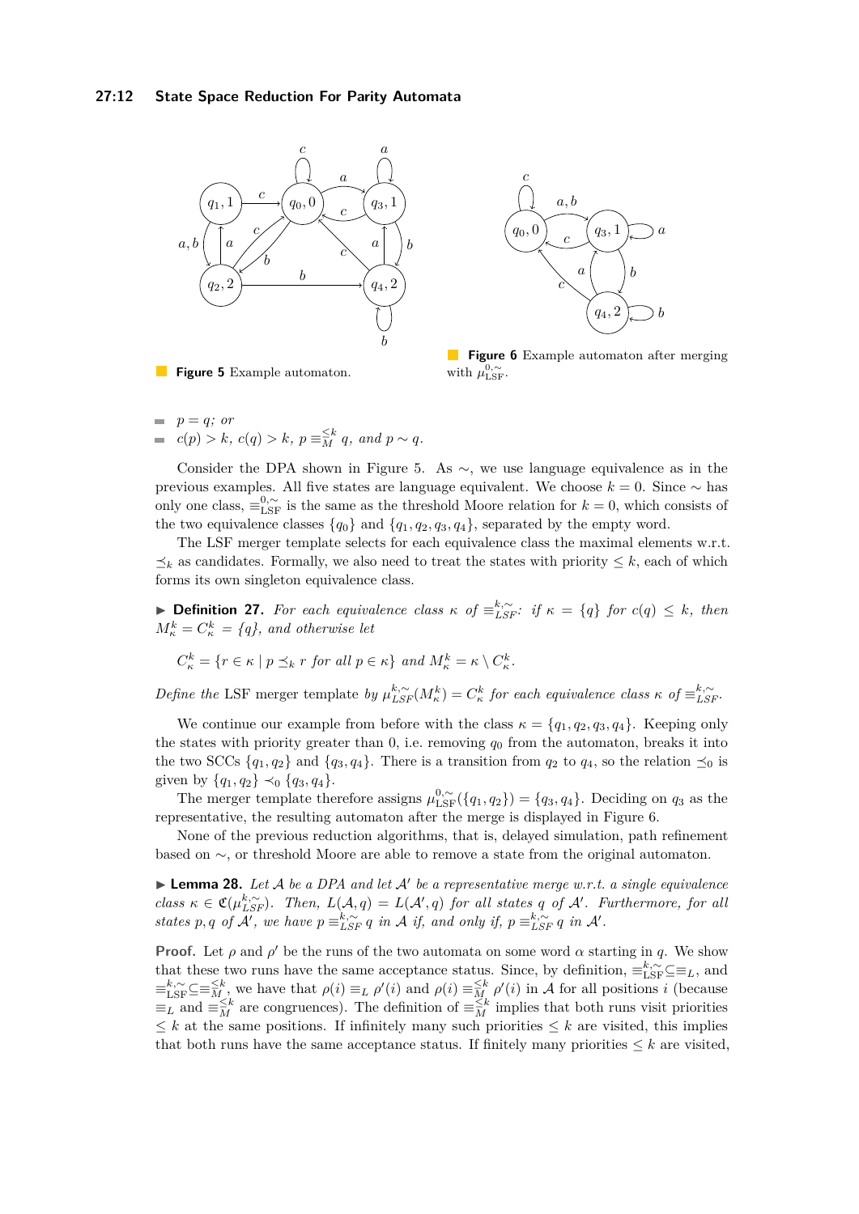**Figure 5** Example automaton.

**Figure 6** Example automaton after merging with $\mu^{0,\sim}_{\text{LSF}}$.

- $p = q$; or
- $c(p) > k$, $c(q) > k$, $p \equiv^{\leq k}_{M} q$, and $p \sim q$.

Consider the DPA shown in Figure 5. As $\sim$, we use language equivalence as in the previous examples. All five states are language equivalent. We choose $k = 0$. Since $\sim$ has only one class, $\equiv^{0,\sim}_{\text{LSF}}$ is the same as the threshold Moore relation for $k = 0$, which consists of the two equivalence classes $\{q_0\}$ and $\{q_1, q_2, q_3, q_4\}$, separated by the empty word.

The LSF merger template selects for each equivalence class the maximal elements w.r.t. $\preceq_k$ as candidates. Formally, we also need to treat the states with priority $\leq k$, each of which forms its own singleton equivalence class.

▶ **Definition 27.** *For each equivalence class $\kappa$ of $\equiv^{k,\sim}_{LSF}$: if $\kappa = \{q\}$ for $c(q) \leq k$, then $M^k_\kappa = C^k_\kappa = \{q\}$, and otherwise let*

$$C^k_\kappa = \{r \in \kappa \mid p \preceq_k r \text{ for all } p \in \kappa\} \text{ and } M^k_\kappa = \kappa \setminus C^k_\kappa.$$

*Define the* LSF merger template *by $\mu^{k,\sim}_{LSF}(M^k_\kappa) = C^k_\kappa$ for each equivalence class $\kappa$ of $\equiv^{k,\sim}_{LSF}$.*

We continue our example from before with the class $\kappa = \{q_1, q_2, q_3, q_4\}$. Keeping only the states with priority greater than 0, i.e. removing $q_0$ from the automaton, breaks it into the two SCCs $\{q_1, q_2\}$ and $\{q_3, q_4\}$. There is a transition from $q_2$ to $q_4$, so the relation $\preceq_0$ is given by $\{q_1, q_2\} \prec_0 \{q_3, q_4\}$.

The merger template therefore assigns $\mu^{0,\sim}_{\text{LSF}}(\{q_1, q_2\}) = \{q_3, q_4\}$. Deciding on $q_3$ as the representative, the resulting automaton after the merge is displayed in Figure 6.

None of the previous reduction algorithms, that is, delayed simulation, path refinement based on $\sim$, or threshold Moore are able to remove a state from the original automaton.

▶ **Lemma 28.** *Let $\mathcal{A}$ be a DPA and let $\mathcal{A}'$ be a representative merge w.r.t. a single equivalence class $\kappa \in \mathfrak{C}(\mu^{k,\sim}_{LSF})$. Then, $L(\mathcal{A}, q) = L(\mathcal{A}', q)$ for all states $q$ of $\mathcal{A}'$. Furthermore, for all states $p, q$ of $\mathcal{A}'$, we have $p \equiv^{k,\sim}_{LSF} q$ in $\mathcal{A}$ if, and only if, $p \equiv^{k,\sim}_{LSF} q$ in $\mathcal{A}'$.*

**Proof.** Let $\rho$ and $\rho'$ be the runs of the two automata on some word $\alpha$ starting in $q$. We show that these two runs have the same acceptance status. Since, by definition, $\equiv^{k,\sim}_{\text{LSF}} \subseteq \equiv_L$, and $\equiv^{k,\sim}_{\text{LSF}} \subseteq \equiv^{\leq k}_{M}$, we have that $\rho(i) \equiv_L \rho'(i)$ and $\rho(i) \equiv^{\leq k}_{M} \rho'(i)$ in $\mathcal{A}$ for all positions $i$ (because $\equiv_L$ and $\equiv^{\leq k}_{M}$ are congruences). The definition of $\equiv^{\leq k}_{M}$ implies that both runs visit priorities $\leq k$ at the same positions. If infinitely many such priorities $\leq k$ are visited, this implies that both runs have the same acceptance status. If finitely many priorities $\leq k$ are visited,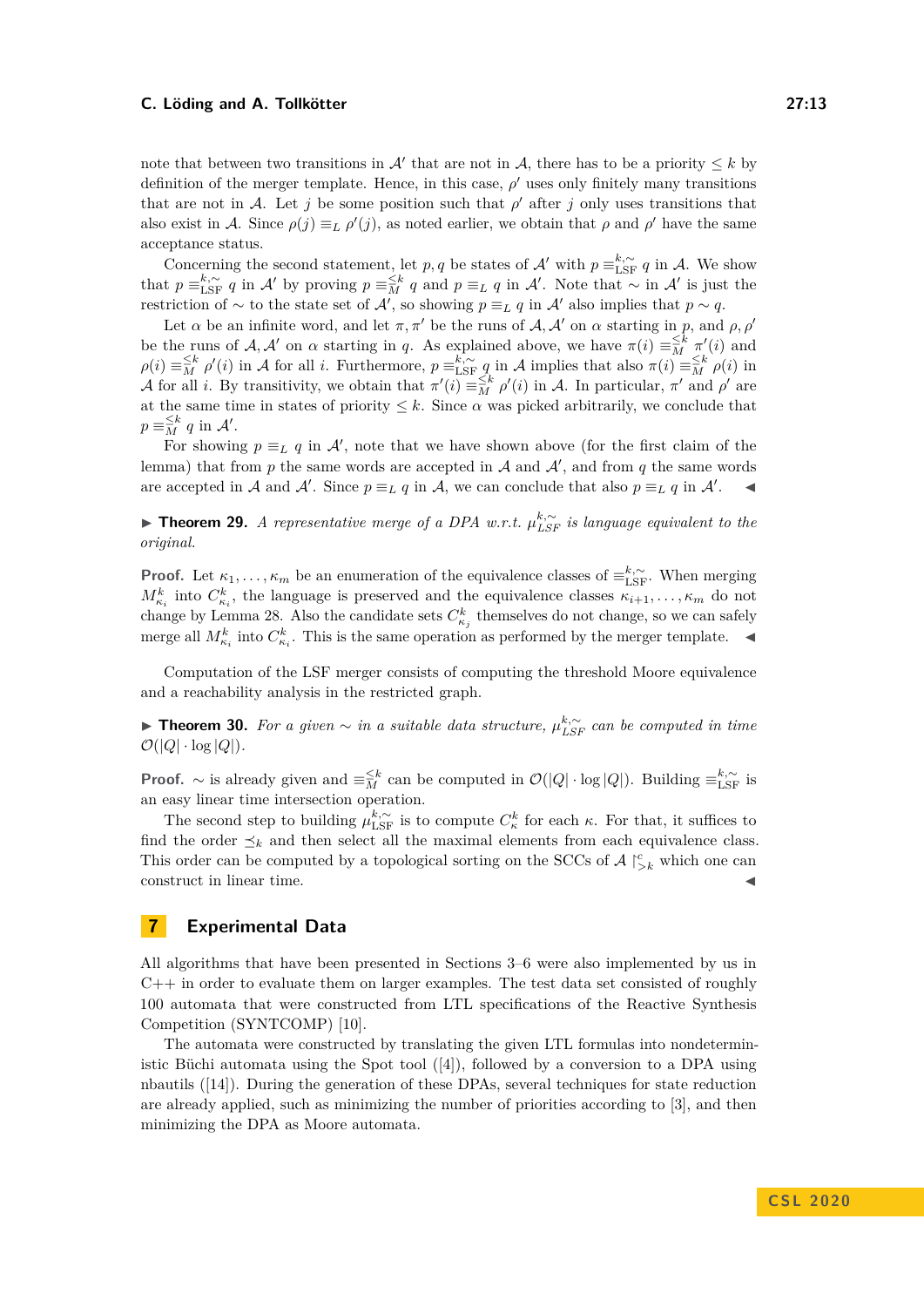note that between two transitions in $\mathcal{A}'$ that are not in $\mathcal{A}$, there has to be a priority $\leq k$ by definition of the merger template. Hence, in this case, $\rho'$ uses only finitely many transitions that are not in $\mathcal{A}$. Let $j$ be some position such that $\rho'$ after $j$ only uses transitions that also exist in $\mathcal{A}$. Since $\rho(j) \equiv_L \rho'(j)$, as noted earlier, we obtain that $\rho$ and $\rho'$ have the same acceptance status.

Concerning the second statement, let $p, q$ be states of $\mathcal{A}'$ with $p \equiv^{k,\sim}_{\mathrm{LSF}} q$ in $\mathcal{A}$. We show that $p \equiv^{k,\sim}_{\mathrm{LSF}} q$ in $\mathcal{A}'$ by proving $p \equiv^{\leq k}_{M} q$ and $p \equiv_L q$ in $\mathcal{A}'$. Note that $\sim$ in $\mathcal{A}'$ is just the restriction of $\sim$ to the state set of $\mathcal{A}'$, so showing $p \equiv_L q$ in $\mathcal{A}'$ also implies that $p \sim q$.

Let $\alpha$ be an infinite word, and let $\pi, \pi'$ be the runs of $\mathcal{A}, \mathcal{A}'$ on $\alpha$ starting in $p$, and $\rho, \rho'$ be the runs of $\mathcal{A}, \mathcal{A}'$ on $\alpha$ starting in $q$. As explained above, we have $\pi(i) \equiv^{\leq k}_{M} \pi'(i)$ and $\rho(i) \equiv^{\leq k}_{M} \rho'(i)$ in $\mathcal{A}$ for all $i$. Furthermore, $p \equiv^{k,\sim}_{\mathrm{LSF}} q$ in $\mathcal{A}$ implies that also $\pi(i) \equiv^{\leq k}_{M} \rho(i)$ in $\mathcal{A}$ for all $i$. By transitivity, we obtain that $\pi'(i) \equiv^{\leq k}_{M} \rho'(i)$ in $\mathcal{A}$. In particular, $\pi'$ and $\rho'$ are at the same time in states of priority $\leq k$. Since $\alpha$ was picked arbitrarily, we conclude that $p \equiv^{\leq k}_{M} q$ in $\mathcal{A}'$.

For showing $p \equiv_L q$ in $\mathcal{A}'$, note that we have shown above (for the first claim of the lemma) that from $p$ the same words are accepted in $\mathcal{A}$ and $\mathcal{A}'$, and from $q$ the same words are accepted in $\mathcal{A}$ and $\mathcal{A}'$. Since $p \equiv_L q$ in $\mathcal{A}$, we can conclude that also $p \equiv_L q$ in $\mathcal{A}'$. ◀

▶ **Theorem 29.** *A representative merge of a DPA w.r.t.* $\mu^{k,\sim}_{LSF}$ *is language equivalent to the original.*

**Proof.** Let $\kappa_1, \ldots, \kappa_m$ be an enumeration of the equivalence classes of $\equiv^{k,\sim}_{\mathrm{LSF}}$. When merging $M^k_{\kappa_i}$ into $C^k_{\kappa_i}$, the language is preserved and the equivalence classes $\kappa_{i+1}, \ldots, \kappa_m$ do not change by Lemma 28. Also the candidate sets $C^k_{\kappa_j}$ themselves do not change, so we can safely merge all $M^k_{\kappa_i}$ into $C^k_{\kappa_i}$. This is the same operation as performed by the merger template. ◀

Computation of the LSF merger consists of computing the threshold Moore equivalence and a reachability analysis in the restricted graph.

▶ **Theorem 30.** *For a given* $\sim$ *in a suitable data structure,* $\mu^{k,\sim}_{LSF}$ *can be computed in time* $\mathcal{O}(|Q| \cdot \log |Q|)$*.*

**Proof.** $\sim$ is already given and $\equiv^{\leq k}_{M}$ can be computed in $\mathcal{O}(|Q| \cdot \log |Q|)$. Building $\equiv^{k,\sim}_{\mathrm{LSF}}$ is an easy linear time intersection operation.

The second step to building $\mu^{k,\sim}_{\mathrm{LSF}}$ is to compute $C^k_\kappa$ for each $\kappa$. For that, it suffices to find the order $\preceq_k$ and then select all the maximal elements from each equivalence class. This order can be computed by a topological sorting on the SCCs of $\mathcal{A} \upharpoonright^{c}_{>k}$ which one can construct in linear time. ◀

## 7 Experimental Data

All algorithms that have been presented in Sections 3–6 were also implemented by us in C++ in order to evaluate them on larger examples. The test data set consisted of roughly 100 automata that were constructed from LTL specifications of the Reactive Synthesis Competition (SYNTCOMP) [10].

The automata were constructed by translating the given LTL formulas into nondeterministic Büchi automata using the Spot tool ([4]), followed by a conversion to a DPA using nbautils ([14]). During the generation of these DPAs, several techniques for state reduction are already applied, such as minimizing the number of priorities according to [3], and then minimizing the DPA as Moore automata.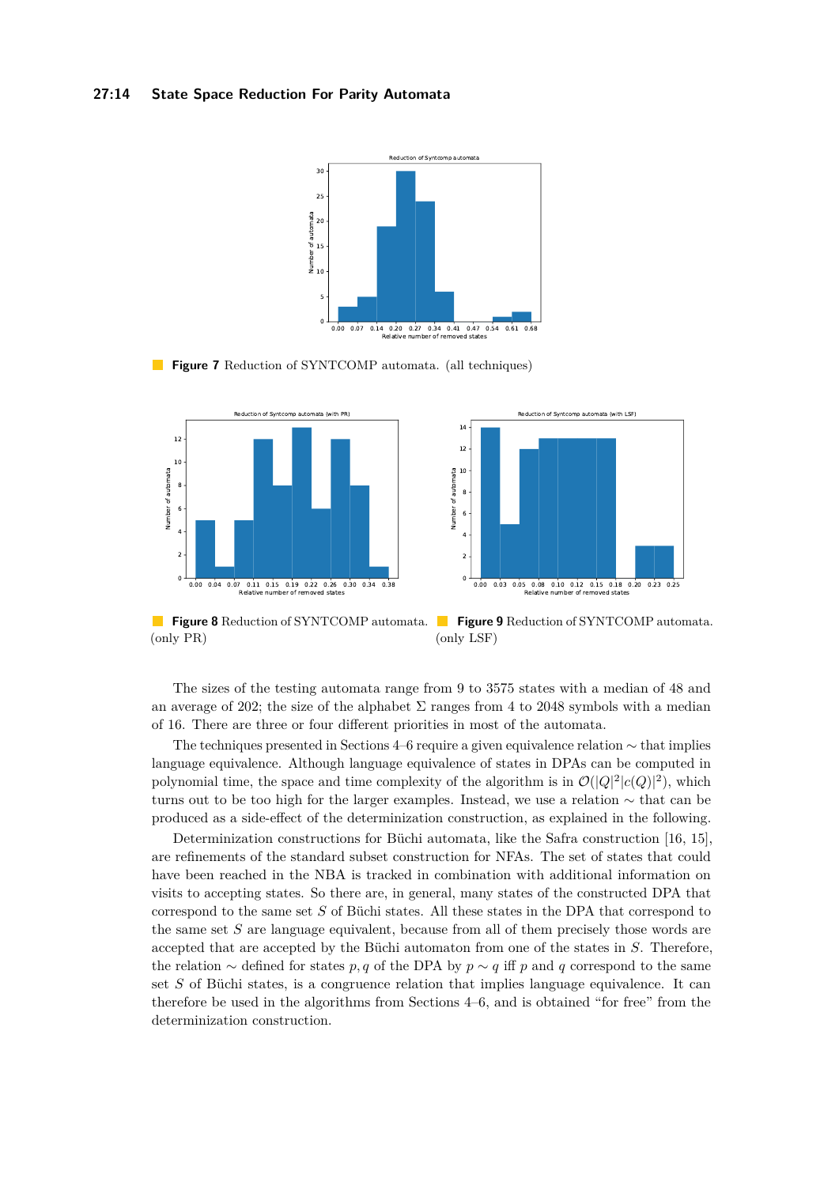**Figure 7** Reduction of SYNTCOMP automata. (all techniques)

**Figure 8** Reduction of SYNTCOMP automata. (only PR)

**Figure 9** Reduction of SYNTCOMP automata. (only LSF)

The sizes of the testing automata range from 9 to 3575 states with a median of 48 and an average of 202; the size of the alphabet $\Sigma$ ranges from 4 to 2048 symbols with a median of 16. There are three or four different priorities in most of the automata.

The techniques presented in Sections 4–6 require a given equivalence relation $\sim$ that implies language equivalence. Although language equivalence of states in DPAs can be computed in polynomial time, the space and time complexity of the algorithm is in $\mathcal{O}(|Q|^2|c(Q)|^2)$, which turns out to be too high for the larger examples. Instead, we use a relation $\sim$ that can be produced as a side-effect of the determinization construction, as explained in the following.

Determinization constructions for Büchi automata, like the Safra construction [16, 15], are refinements of the standard subset construction for NFAs. The set of states that could have been reached in the NBA is tracked in combination with additional information on visits to accepting states. So there are, in general, many states of the constructed DPA that correspond to the same set $S$ of Büchi states. All these states in the DPA that correspond to the same set $S$ are language equivalent, because from all of them precisely those words are accepted that are accepted by the Büchi automaton from one of the states in $S$. Therefore, the relation $\sim$ defined for states $p, q$ of the DPA by $p \sim q$ iff $p$ and $q$ correspond to the same set $S$ of Büchi states, is a congruence relation that implies language equivalence. It can therefore be used in the algorithms from Sections 4–6, and is obtained "for free" from the determinization construction.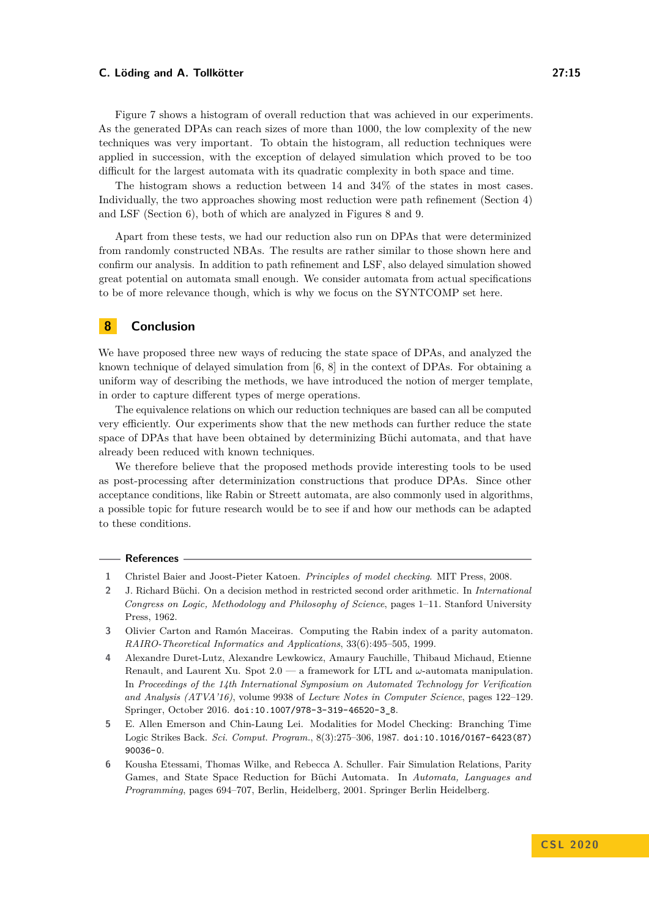Figure 7 shows a histogram of overall reduction that was achieved in our experiments. As the generated DPAs can reach sizes of more than 1000, the low complexity of the new techniques was very important. To obtain the histogram, all reduction techniques were applied in succession, with the exception of delayed simulation which proved to be too difficult for the largest automata with its quadratic complexity in both space and time.

The histogram shows a reduction between 14 and 34% of the states in most cases. Individually, the two approaches showing most reduction were path refinement (Section 4) and LSF (Section 6), both of which are analyzed in Figures 8 and 9.

Apart from these tests, we had our reduction also run on DPAs that were determinized from randomly constructed NBAs. The results are rather similar to those shown here and confirm our analysis. In addition to path refinement and LSF, also delayed simulation showed great potential on automata small enough. We consider automata from actual specifications to be of more relevance though, which is why we focus on the SYNTCOMP set here.

## 8 Conclusion

We have proposed three new ways of reducing the state space of DPAs, and analyzed the known technique of delayed simulation from [6, 8] in the context of DPAs. For obtaining a uniform way of describing the methods, we have introduced the notion of merger template, in order to capture different types of merge operations.

The equivalence relations on which our reduction techniques are based can all be computed very efficiently. Our experiments show that the new methods can further reduce the state space of DPAs that have been obtained by determinizing Büchi automata, and that have already been reduced with known techniques.

We therefore believe that the proposed methods provide interesting tools to be used as post-processing after determinization constructions that produce DPAs. Since other acceptance conditions, like Rabin or Streett automata, are also commonly used in algorithms, a possible topic for future research would be to see if and how our methods can be adapted to these conditions.

### References

1. Christel Baier and Joost-Pieter Katoen. *Principles of model checking*. MIT Press, 2008.
2. J. Richard Büchi. On a decision method in restricted second order arithmetic. In *International Congress on Logic, Methodology and Philosophy of Science*, pages 1–11. Stanford University Press, 1962.
3. Olivier Carton and Ramón Maceiras. Computing the Rabin index of a parity automaton. *RAIRO-Theoretical Informatics and Applications*, 33(6):495–505, 1999.
4. Alexandre Duret-Lutz, Alexandre Lewkowicz, Amaury Fauchille, Thibaud Michaud, Etienne Renault, and Laurent Xu. Spot 2.0 — a framework for LTL and $\omega$-automata manipulation. In *Proceedings of the 14th International Symposium on Automated Technology for Verification and Analysis (ATVA'16)*, volume 9938 of *Lecture Notes in Computer Science*, pages 122–129. Springer, October 2016. doi:10.1007/978-3-319-46520-3_8.
5. E. Allen Emerson and Chin-Laung Lei. Modalities for Model Checking: Branching Time Logic Strikes Back. *Sci. Comput. Program.*, 8(3):275–306, 1987. doi:10.1016/0167-6423(87)90036-0.
6. Kousha Etessami, Thomas Wilke, and Rebecca A. Schuller. Fair Simulation Relations, Parity Games, and State Space Reduction for Büchi Automata. In *Automata, Languages and Programming*, pages 694–707, Berlin, Heidelberg, 2001. Springer Berlin Heidelberg.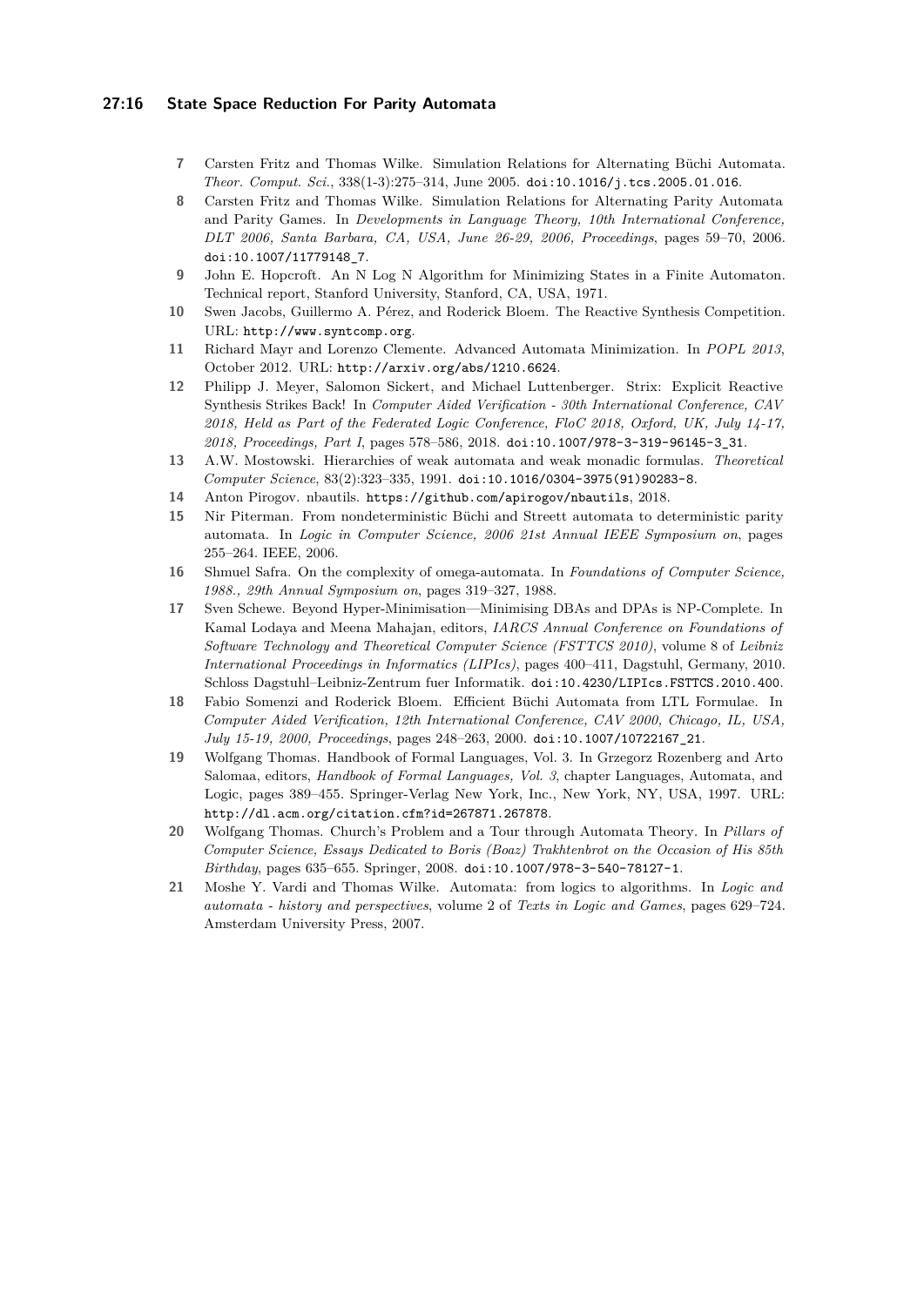7 Carsten Fritz and Thomas Wilke. Simulation Relations for Alternating Büchi Automata. *Theor. Comput. Sci.*, 338(1-3):275–314, June 2005. doi:10.1016/j.tcs.2005.01.016.

8 Carsten Fritz and Thomas Wilke. Simulation Relations for Alternating Parity Automata and Parity Games. In *Developments in Language Theory, 10th International Conference, DLT 2006, Santa Barbara, CA, USA, June 26-29, 2006, Proceedings*, pages 59–70, 2006. doi:10.1007/11779148_7.

9 John E. Hopcroft. An N Log N Algorithm for Minimizing States in a Finite Automaton. Technical report, Stanford University, Stanford, CA, USA, 1971.

10 Swen Jacobs, Guillermo A. Pérez, and Roderick Bloem. The Reactive Synthesis Competition. URL: http://www.syntcomp.org.

11 Richard Mayr and Lorenzo Clemente. Advanced Automata Minimization. In *POPL 2013*, October 2012. URL: http://arxiv.org/abs/1210.6624.

12 Philipp J. Meyer, Salomon Sickert, and Michael Luttenberger. Strix: Explicit Reactive Synthesis Strikes Back! In *Computer Aided Verification - 30th International Conference, CAV 2018, Held as Part of the Federated Logic Conference, FloC 2018, Oxford, UK, July 14-17, 2018, Proceedings, Part I*, pages 578–586, 2018. doi:10.1007/978-3-319-96145-3_31.

13 A.W. Mostowski. Hierarchies of weak automata and weak monadic formulas. *Theoretical Computer Science*, 83(2):323–335, 1991. doi:10.1016/0304-3975(91)90283-8.

14 Anton Pirogov. nbautils. https://github.com/apirogov/nbautils, 2018.

15 Nir Piterman. From nondeterministic Büchi and Streett automata to deterministic parity automata. In *Logic in Computer Science, 2006 21st Annual IEEE Symposium on*, pages 255–264. IEEE, 2006.

16 Shmuel Safra. On the complexity of omega-automata. In *Foundations of Computer Science, 1988., 29th Annual Symposium on*, pages 319–327, 1988.

17 Sven Schewe. Beyond Hyper-Minimisation—Minimising DBAs and DPAs is NP-Complete. In Kamal Lodaya and Meena Mahajan, editors, *IARCS Annual Conference on Foundations of Software Technology and Theoretical Computer Science (FSTTCS 2010)*, volume 8 of *Leibniz International Proceedings in Informatics (LIPIcs)*, pages 400–411, Dagstuhl, Germany, 2010. Schloss Dagstuhl–Leibniz-Zentrum fuer Informatik. doi:10.4230/LIPIcs.FSTTCS.2010.400.

18 Fabio Somenzi and Roderick Bloem. Efficient Büchi Automata from LTL Formulae. In *Computer Aided Verification, 12th International Conference, CAV 2000, Chicago, IL, USA, July 15-19, 2000, Proceedings*, pages 248–263, 2000. doi:10.1007/10722167_21.

19 Wolfgang Thomas. Handbook of Formal Languages, Vol. 3. In Grzegorz Rozenberg and Arto Salomaa, editors, *Handbook of Formal Languages, Vol. 3*, chapter Languages, Automata, and Logic, pages 389–455. Springer-Verlag New York, Inc., New York, NY, USA, 1997. URL: http://dl.acm.org/citation.cfm?id=267871.267878.

20 Wolfgang Thomas. Church's Problem and a Tour through Automata Theory. In *Pillars of Computer Science, Essays Dedicated to Boris (Boaz) Trakhtenbrot on the Occasion of His 85th Birthday*, pages 635–655. Springer, 2008. doi:10.1007/978-3-540-78127-1.

21 Moshe Y. Vardi and Thomas Wilke. Automata: from logics to algorithms. In *Logic and automata - history and perspectives*, volume 2 of *Texts in Logic and Games*, pages 629–724. Amsterdam University Press, 2007.